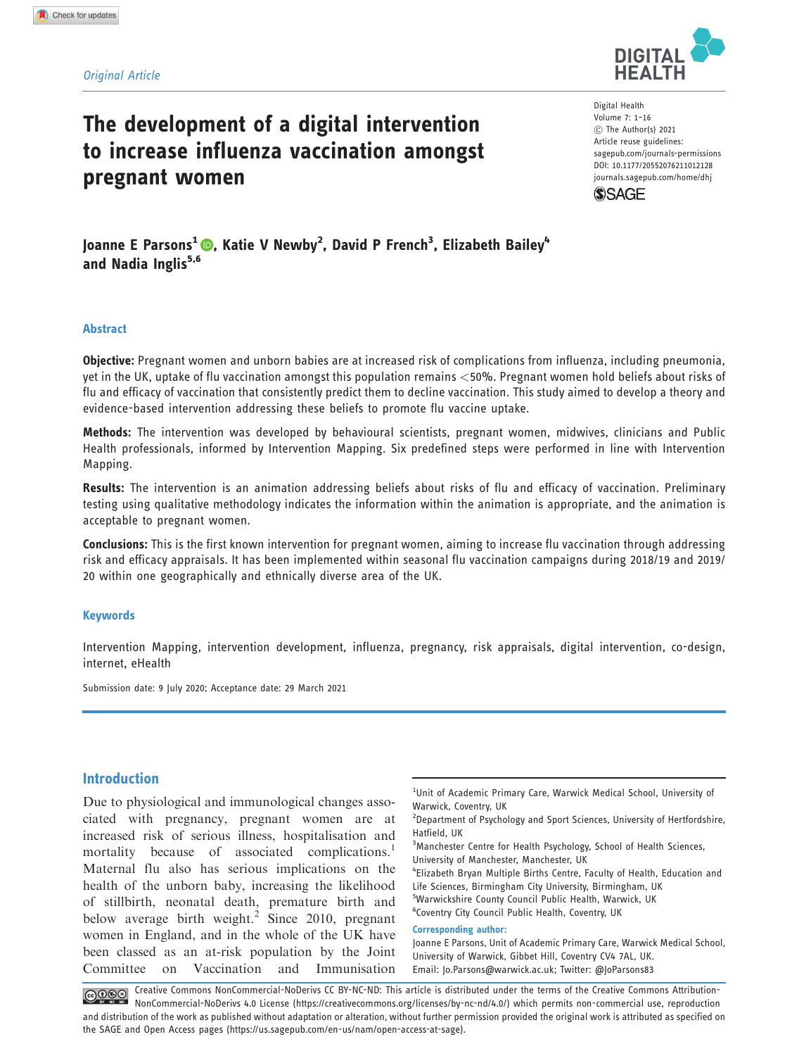*Original Article*

# The development of a digital intervention to increase influenza vaccination amongst pregnant women

Digital Health
Volume 7: 1–16
© The Author(s) 2021
Article reuse guidelines: sagepub.com/journals-permissions
DOI: 10.1177/20552076211012128
journals.sagepub.com/home/dhj

**Joanne E Parsons[1], Katie V Newby[2], David P French[3], Elizabeth Bailey[4] and Nadia Inglis[5,6]**

## Abstract

**Objective:** Pregnant women and unborn babies are at increased risk of complications from influenza, including pneumonia, yet in the UK, uptake of flu vaccination amongst this population remains <50%. Pregnant women hold beliefs about risks of flu and efficacy of vaccination that consistently predict them to decline vaccination. This study aimed to develop a theory and evidence-based intervention addressing these beliefs to promote flu vaccine uptake.

**Methods:** The intervention was developed by behavioural scientists, pregnant women, midwives, clinicians and Public Health professionals, informed by Intervention Mapping. Six predefined steps were performed in line with Intervention Mapping.

**Results:** The intervention is an animation addressing beliefs about risks of flu and efficacy of vaccination. Preliminary testing using qualitative methodology indicates the information within the animation is appropriate, and the animation is acceptable to pregnant women.

**Conclusions:** This is the first known intervention for pregnant women, aiming to increase flu vaccination through addressing risk and efficacy appraisals. It has been implemented within seasonal flu vaccination campaigns during 2018/19 and 2019/20 within one geographically and ethnically diverse area of the UK.

## Keywords

Intervention Mapping, intervention development, influenza, pregnancy, risk appraisals, digital intervention, co-design, internet, eHealth

Submission date: 9 July 2020; Acceptance date: 29 March 2021

## Introduction

Due to physiological and immunological changes associated with pregnancy, pregnant women are at increased risk of serious illness, hospitalisation and mortality because of associated complications.[1] Maternal flu also has serious implications on the health of the unborn baby, increasing the likelihood of stillbirth, neonatal death, premature birth and below average birth weight.[2] Since 2010, pregnant women in England, and in the whole of the UK have been classed as an at-risk population by the Joint Committee on Vaccination and Immunisation

[1]Unit of Academic Primary Care, Warwick Medical School, University of Warwick, Coventry, UK
[2]Department of Psychology and Sport Sciences, University of Hertfordshire, Hatfield, UK
[3]Manchester Centre for Health Psychology, School of Health Sciences, University of Manchester, Manchester, UK
[4]Elizabeth Bryan Multiple Births Centre, Faculty of Health, Education and Life Sciences, Birmingham City University, Birmingham, UK
[5]Warwickshire County Council Public Health, Warwick, UK
[6]Coventry City Council Public Health, Coventry, UK

**Corresponding author:**
Joanne E Parsons, Unit of Academic Primary Care, Warwick Medical School, University of Warwick, Gibbet Hill, Coventry CV4 7AL, UK.
Email: Jo.Parsons@warwick.ac.uk; Twitter: @JoParsons83

Creative Commons NonCommercial-NoDerivs CC BY-NC-ND: This article is distributed under the terms of the Creative Commons Attribution-NonCommercial-NoDerivs 4.0 License (https://creativecommons.org/licenses/by-nc-nd/4.0/) which permits non-commercial use, reproduction and distribution of the work as published without adaptation or alteration, without further permission provided the original work is attributed as specified on the SAGE and Open Access pages (https://us.sagepub.com/en-us/nam/open-access-at-sage).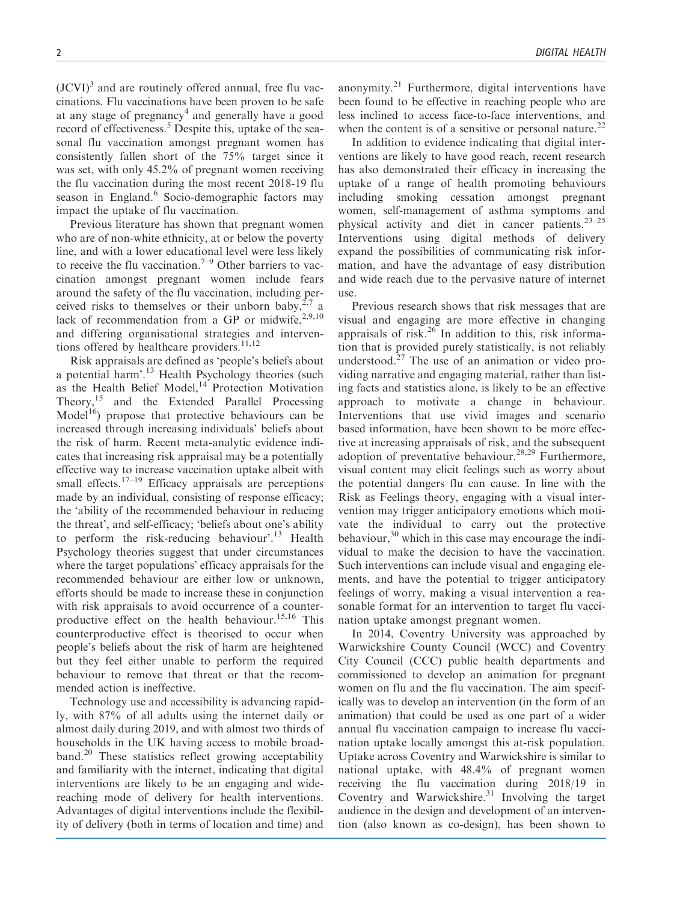(JCVI)[3] and are routinely offered annual, free flu vaccinations. Flu vaccinations have been proven to be safe at any stage of pregnancy[4] and generally have a good record of effectiveness.[5] Despite this, uptake of the seasonal flu vaccination amongst pregnant women has consistently fallen short of the 75% target since it was set, with only 45.2% of pregnant women receiving the flu vaccination during the most recent 2018-19 flu season in England.[6] Socio-demographic factors may impact the uptake of flu vaccination.

Previous literature has shown that pregnant women who are of non-white ethnicity, at or below the poverty line, and with a lower educational level were less likely to receive the flu vaccination.[7–9] Other barriers to vaccination amongst pregnant women include fears around the safety of the flu vaccination, including perceived risks to themselves or their unborn baby,[2,7] a lack of recommendation from a GP or midwife,[2,9,10] and differing organisational strategies and interventions offered by healthcare providers.[11,12]

Risk appraisals are defined as 'people's beliefs about a potential harm'.[13] Health Psychology theories (such as the Health Belief Model,[14] Protection Motivation Theory,[15] and the Extended Parallel Processing Model[16]) propose that protective behaviours can be increased through increasing individuals' beliefs about the risk of harm. Recent meta-analytic evidence indicates that increasing risk appraisal may be a potentially effective way to increase vaccination uptake albeit with small effects.[17–19] Efficacy appraisals are perceptions made by an individual, consisting of response efficacy; the 'ability of the recommended behaviour in reducing the threat', and self-efficacy; 'beliefs about one's ability to perform the risk-reducing behaviour'.[13] Health Psychology theories suggest that under circumstances where the target populations' efficacy appraisals for the recommended behaviour are either low or unknown, efforts should be made to increase these in conjunction with risk appraisals to avoid occurrence of a counterproductive effect on the health behaviour.[15,16] This counterproductive effect is theorised to occur when people's beliefs about the risk of harm are heightened but they feel either unable to perform the required behaviour to remove that threat or that the recommended action is ineffective.

Technology use and accessibility is advancing rapidly, with 87% of all adults using the internet daily or almost daily during 2019, and with almost two thirds of households in the UK having access to mobile broadband.[20] These statistics reflect growing acceptability and familiarity with the internet, indicating that digital interventions are likely to be an engaging and wide-reaching mode of delivery for health interventions. Advantages of digital interventions include the flexibility of delivery (both in terms of location and time) and anonymity.[21] Furthermore, digital interventions have been found to be effective in reaching people who are less inclined to access face-to-face interventions, and when the content is of a sensitive or personal nature.[22]

In addition to evidence indicating that digital interventions are likely to have good reach, recent research has also demonstrated their efficacy in increasing the uptake of a range of health promoting behaviours including smoking cessation amongst pregnant women, self-management of asthma symptoms and physical activity and diet in cancer patients.[23–25] Interventions using digital methods of delivery expand the possibilities of communicating risk information, and have the advantage of easy distribution and wide reach due to the pervasive nature of internet use.

Previous research shows that risk messages that are visual and engaging are more effective in changing appraisals of risk.[26] In addition to this, risk information that is provided purely statistically, is not reliably understood.[27] The use of an animation or video providing narrative and engaging material, rather than listing facts and statistics alone, is likely to be an effective approach to motivate a change in behaviour. Interventions that use vivid images and scenario based information, have been shown to be more effective at increasing appraisals of risk, and the subsequent adoption of preventative behaviour.[28,29] Furthermore, visual content may elicit feelings such as worry about the potential dangers flu can cause. In line with the Risk as Feelings theory, engaging with a visual intervention may trigger anticipatory emotions which motivate the individual to carry out the protective behaviour,[30] which in this case may encourage the individual to make the decision to have the vaccination. Such interventions can include visual and engaging elements, and have the potential to trigger anticipatory feelings of worry, making a visual intervention a reasonable format for an intervention to target flu vaccination uptake amongst pregnant women.

In 2014, Coventry University was approached by Warwickshire County Council (WCC) and Coventry City Council (CCC) public health departments and commissioned to develop an animation for pregnant women on flu and the flu vaccination. The aim specifically was to develop an intervention (in the form of an animation) that could be used as one part of a wider annual flu vaccination campaign to increase flu vaccination uptake locally amongst this at-risk population. Uptake across Coventry and Warwickshire is similar to national uptake, with 48.4% of pregnant women receiving the flu vaccination during 2018/19 in Coventry and Warwickshire.[31] Involving the target audience in the design and development of an intervention (also known as co-design), has been shown to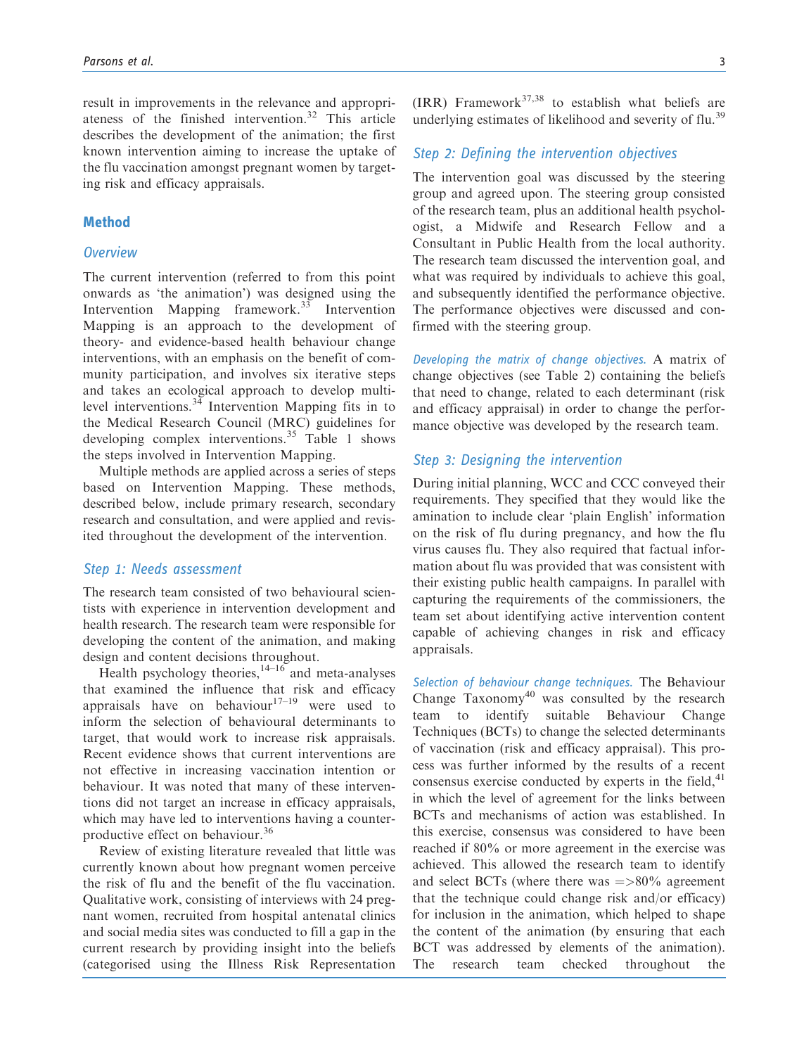result in improvements in the relevance and appropriateness of the finished intervention.[32] This article describes the development of the animation; the first known intervention aiming to increase the uptake of the flu vaccination amongst pregnant women by targeting risk and efficacy appraisals.

## Method

### Overview

The current intervention (referred to from this point onwards as 'the animation') was designed using the Intervention Mapping framework.[33] Intervention Mapping is an approach to the development of theory- and evidence-based health behaviour change interventions, with an emphasis on the benefit of community participation, and involves six iterative steps and takes an ecological approach to develop multi-level interventions.[34] Intervention Mapping fits in to the Medical Research Council (MRC) guidelines for developing complex interventions.[35] Table 1 shows the steps involved in Intervention Mapping.

Multiple methods are applied across a series of steps based on Intervention Mapping. These methods, described below, include primary research, secondary research and consultation, and were applied and revisited throughout the development of the intervention.

### Step 1: Needs assessment

The research team consisted of two behavioural scientists with experience in intervention development and health research. The research team were responsible for developing the content of the animation, and making design and content decisions throughout.

Health psychology theories,[14–16] and meta-analyses that examined the influence that risk and efficacy appraisals have on behaviour[17–19] were used to inform the selection of behavioural determinants to target, that would work to increase risk appraisals. Recent evidence shows that current interventions are not effective in increasing vaccination intention or behaviour. It was noted that many of these interventions did not target an increase in efficacy appraisals, which may have led to interventions having a counter-productive effect on behaviour.[36]

Review of existing literature revealed that little was currently known about how pregnant women perceive the risk of flu and the benefit of the flu vaccination. Qualitative work, consisting of interviews with 24 pregnant women, recruited from hospital antenatal clinics and social media sites was conducted to fill a gap in the current research by providing insight into the beliefs (categorised using the Illness Risk Representation (IRR) Framework[37,38] to establish what beliefs are underlying estimates of likelihood and severity of flu.[39]

### Step 2: Defining the intervention objectives

The intervention goal was discussed by the steering group and agreed upon. The steering group consisted of the research team, plus an additional health psychologist, a Midwife and Research Fellow and a Consultant in Public Health from the local authority. The research team discussed the intervention goal, and what was required by individuals to achieve this goal, and subsequently identified the performance objective. The performance objectives were discussed and confirmed with the steering group.

*Developing the matrix of change objectives.* A matrix of change objectives (see Table 2) containing the beliefs that need to change, related to each determinant (risk and efficacy appraisal) in order to change the performance objective was developed by the research team.

### Step 3: Designing the intervention

During initial planning, WCC and CCC conveyed their requirements. They specified that they would like the amination to include clear 'plain English' information on the risk of flu during pregnancy, and how the flu virus causes flu. They also required that factual information about flu was provided that was consistent with their existing public health campaigns. In parallel with capturing the requirements of the commissioners, the team set about identifying active intervention content capable of achieving changes in risk and efficacy appraisals.

*Selection of behaviour change techniques.* The Behaviour Change Taxonomy[40] was consulted by the research team to identify suitable Behaviour Change Techniques (BCTs) to change the selected determinants of vaccination (risk and efficacy appraisal). This process was further informed by the results of a recent consensus exercise conducted by experts in the field,[41] in which the level of agreement for the links between BCTs and mechanisms of action was established. In this exercise, consensus was considered to have been reached if 80% or more agreement in the exercise was achieved. This allowed the research team to identify and select BCTs (where there was =>80% agreement that the technique could change risk and/or efficacy) for inclusion in the animation, which helped to shape the content of the animation (by ensuring that each BCT was addressed by elements of the animation). The research team checked throughout the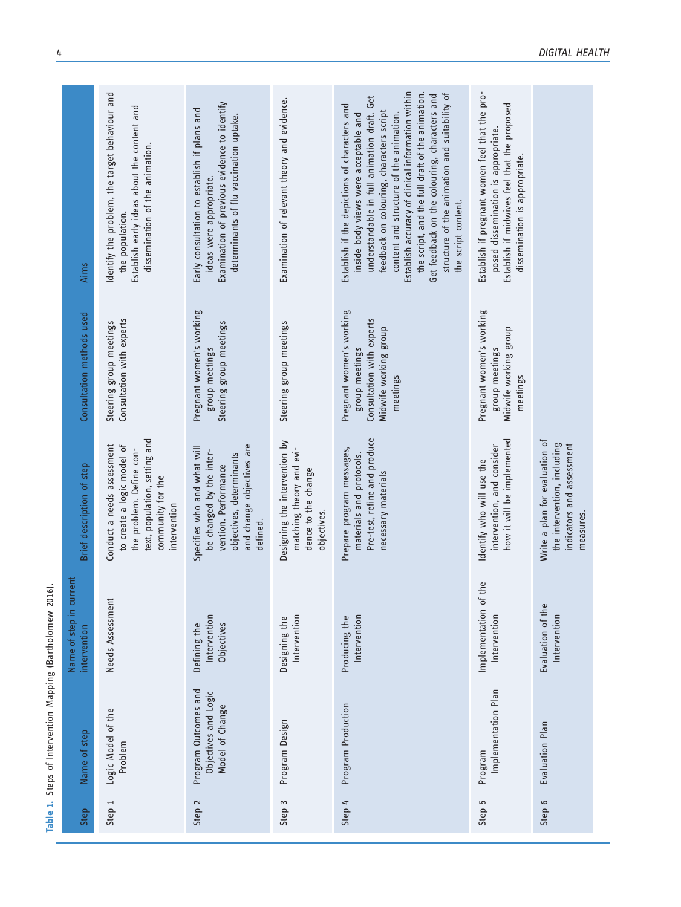**Table 1.** Steps of Intervention Mapping (Bartholomew 2016).

| Step | Name of step | Name of step in current intervention | Brief description of step | Consultation methods used | Aims |
|---|---|---|---|---|---|
| Step 1 | Logic Model of the Problem | Needs Assessment | Conduct a needs assessment to create a logic model of the problem. Define context, population, setting and community for the intervention | Steering group meetings<br>Consultation with experts | Identify the problem, the target behaviour and the population.<br>Establish early ideas about the content and dissemination of the animation. |
| Step 2 | Program Outcomes and Objectives and Logic Model of Change | Defining the Intervention Objectives | Specifies who and what will be changed by the intervention. Performance objectives, determinants and change objectives are defined. | Pregnant women's working group meetings<br>Steering group meetings | Early consultation to establish if plans and ideas were appropriate.<br>Examination of previous evidence to identify determinants of flu vaccination uptake. |
| Step 3 | Program Design | Designing the Intervention | Designing the intervention by matching theory and evidence to the change objectives. | Steering group meetings | Examination of relevant theory and evidence. |
| Step 4 | Program Production | Producing the Intervention | Prepare program messages, materials and protocols.<br>Pre-test, refine and produce necessary materials | Pregnant women's working group meetings<br>Consultation with experts<br>Midwife working group meetings | Establish if the depictions of characters and inside body views were acceptable and understandable in full animation draft. Get feedback on colouring, characters script content and structure of the animation.<br>Establish accuracy of clinical information within the script, and the full draft of the animation.<br>Get feedback on the colouring, characters and structure of the animation and suitability of the script content. |
| Step 5 | Program Implementation Plan | Implementation of the Intervention | Identify who will use the intervention, and consider how it will be implemented | Pregnant women's working group meetings<br>Midwife working group meetings | Establish if pregnant women feel that the proposed dissemination is appropriate.<br>Establish if midwives feel that the proposed dissemination is appropriate. |
| Step 6 | Evaluation Plan | Evaluation of the Intervention | Write a plan for evaluation of the intervention, including indicators and assessment measures. | | |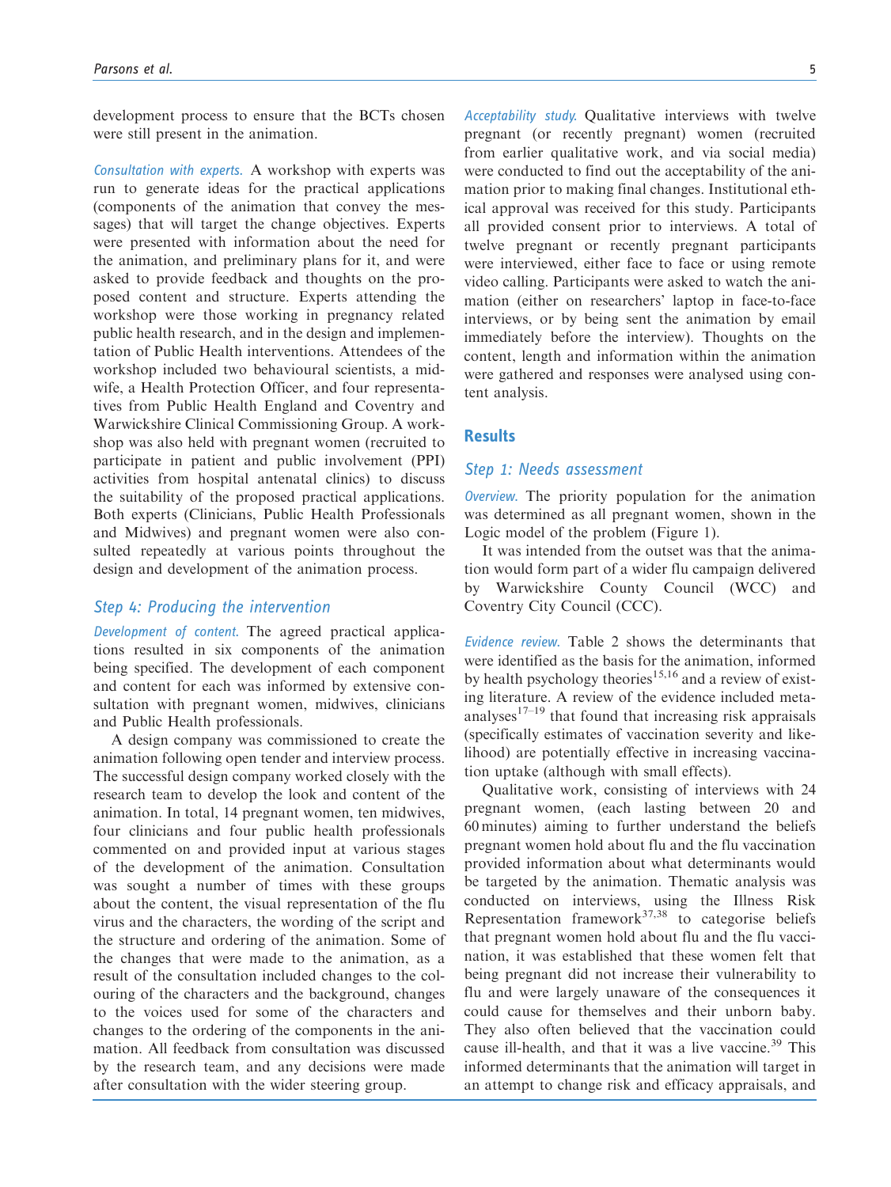development process to ensure that the BCTs chosen were still present in the animation.

*Consultation with experts.* A workshop with experts was run to generate ideas for the practical applications (components of the animation that convey the messages) that will target the change objectives. Experts were presented with information about the need for the animation, and preliminary plans for it, and were asked to provide feedback and thoughts on the proposed content and structure. Experts attending the workshop were those working in pregnancy related public health research, and in the design and implementation of Public Health interventions. Attendees of the workshop included two behavioural scientists, a midwife, a Health Protection Officer, and four representatives from Public Health England and Coventry and Warwickshire Clinical Commissioning Group. A workshop was also held with pregnant women (recruited to participate in patient and public involvement (PPI) activities from hospital antenatal clinics) to discuss the suitability of the proposed practical applications. Both experts (Clinicians, Public Health Professionals and Midwives) and pregnant women were also consulted repeatedly at various points throughout the design and development of the animation process.

### Step 4: Producing the intervention

*Development of content.* The agreed practical applications resulted in six components of the animation being specified. The development of each component and content for each was informed by extensive consultation with pregnant women, midwives, clinicians and Public Health professionals.

A design company was commissioned to create the animation following open tender and interview process. The successful design company worked closely with the research team to develop the look and content of the animation. In total, 14 pregnant women, ten midwives, four clinicians and four public health professionals commented on and provided input at various stages of the development of the animation. Consultation was sought a number of times with these groups about the content, the visual representation of the flu virus and the characters, the wording of the script and the structure and ordering of the animation. Some of the changes that were made to the animation, as a result of the consultation included changes to the colouring of the characters and the background, changes to the voices used for some of the characters and changes to the ordering of the components in the animation. All feedback from consultation was discussed by the research team, and any decisions were made after consultation with the wider steering group.

*Acceptability study.* Qualitative interviews with twelve pregnant (or recently pregnant) women (recruited from earlier qualitative work, and via social media) were conducted to find out the acceptability of the animation prior to making final changes. Institutional ethical approval was received for this study. Participants all provided consent prior to interviews. A total of twelve pregnant or recently pregnant participants were interviewed, either face to face or using remote video calling. Participants were asked to watch the animation (either on researchers' laptop in face-to-face interviews, or by being sent the animation by email immediately before the interview). Thoughts on the content, length and information within the animation were gathered and responses were analysed using content analysis.

## Results

### Step 1: Needs assessment

*Overview.* The priority population for the animation was determined as all pregnant women, shown in the Logic model of the problem (Figure 1).

It was intended from the outset was that the animation would form part of a wider flu campaign delivered by Warwickshire County Council (WCC) and Coventry City Council (CCC).

*Evidence review.* Table 2 shows the determinants that were identified as the basis for the animation, informed by health psychology theories[15,16] and a review of existing literature. A review of the evidence included meta-analyses[17–19] that found that increasing risk appraisals (specifically estimates of vaccination severity and likelihood) are potentially effective in increasing vaccination uptake (although with small effects).

Qualitative work, consisting of interviews with 24 pregnant women, (each lasting between 20 and 60 minutes) aiming to further understand the beliefs pregnant women hold about flu and the flu vaccination provided information about what determinants would be targeted by the animation. Thematic analysis was conducted on interviews, using the Illness Risk Representation framework[37,38] to categorise beliefs that pregnant women hold about flu and the flu vaccination, it was established that these women felt that being pregnant did not increase their vulnerability to flu and were largely unaware of the consequences it could cause for themselves and their unborn baby. They also often believed that the vaccination could cause ill-health, and that it was a live vaccine.[39] This informed determinants that the animation will target in an attempt to change risk and efficacy appraisals, and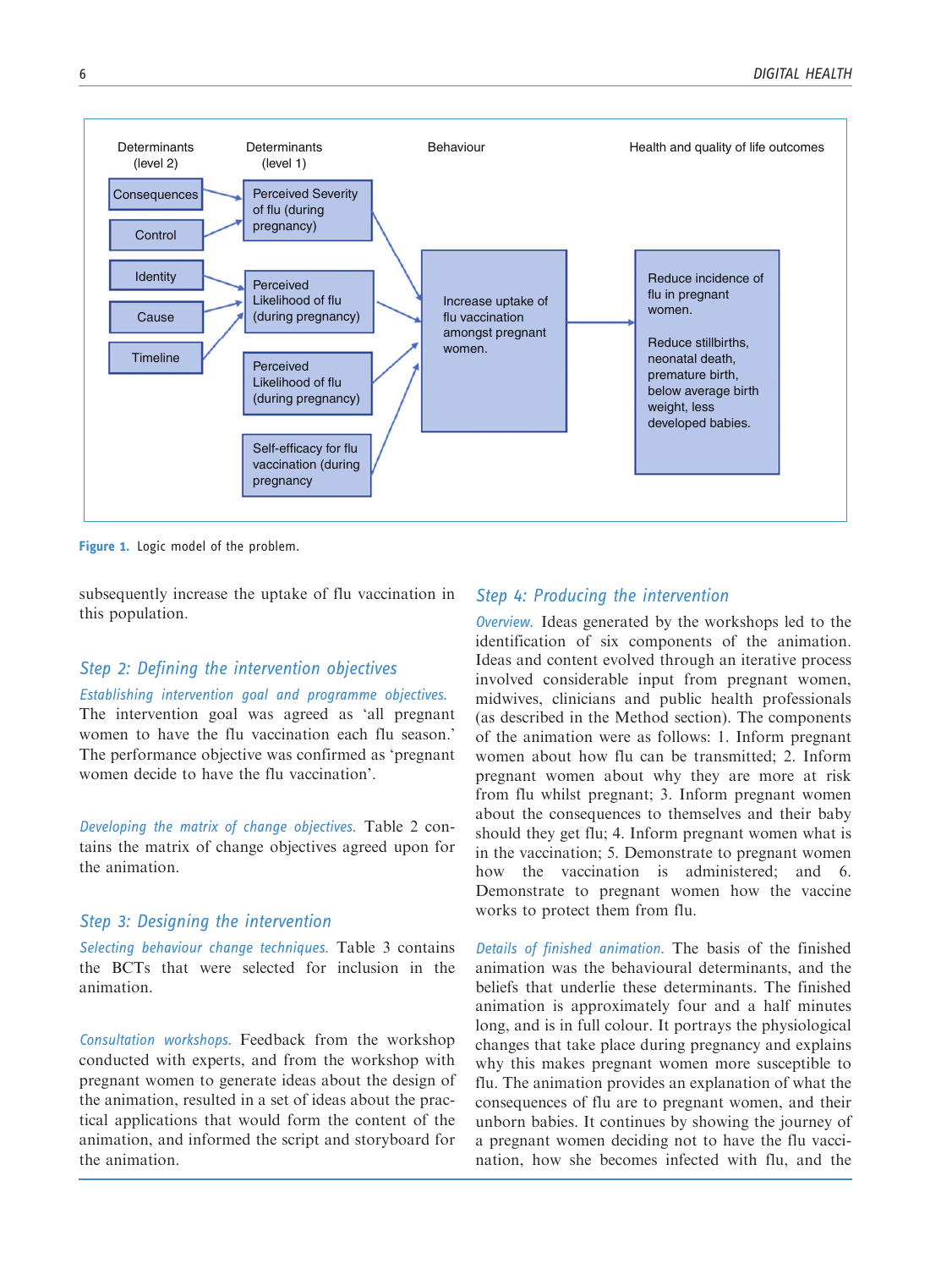Determinants (level 2)

Consequences

Control

Identity

Cause

Timeline

Determinants (level 1)

Perceived Severity of flu (during pregnancy)

Perceived Likelihood of flu (during pregnancy)

Perceived Likelihood of flu (during pregnancy)

Self-efficacy for flu vaccination (during pregnancy

Behaviour

Increase uptake of flu vaccination amongst pregnant women.

Health and quality of life outcomes

Reduce incidence of flu in pregnant women.

Reduce stillbirths, neonatal death, premature birth, below average birth weight, less developed babies.

**Figure 1.** Logic model of the problem.

subsequently increase the uptake of flu vaccination in this population.

## Step 2: Defining the intervention objectives

*Establishing intervention goal and programme objectives.* The intervention goal was agreed as 'all pregnant women to have the flu vaccination each flu season.' The performance objective was confirmed as 'pregnant women decide to have the flu vaccination'.

*Developing the matrix of change objectives.* Table 2 contains the matrix of change objectives agreed upon for the animation.

## Step 3: Designing the intervention

*Selecting behaviour change techniques.* Table 3 contains the BCTs that were selected for inclusion in the animation.

*Consultation workshops.* Feedback from the workshop conducted with experts, and from the workshop with pregnant women to generate ideas about the design of the animation, resulted in a set of ideas about the practical applications that would form the content of the animation, and informed the script and storyboard for the animation.

## Step 4: Producing the intervention

*Overview.* Ideas generated by the workshops led to the identification of six components of the animation. Ideas and content evolved through an iterative process involved considerable input from pregnant women, midwives, clinicians and public health professionals (as described in the Method section). The components of the animation were as follows: 1. Inform pregnant women about how flu can be transmitted; 2. Inform pregnant women about why they are more at risk from flu whilst pregnant; 3. Inform pregnant women about the consequences to themselves and their baby should they get flu; 4. Inform pregnant women what is in the vaccination; 5. Demonstrate to pregnant women how the vaccination is administered; and 6. Demonstrate to pregnant women how the vaccine works to protect them from flu.

*Details of finished animation.* The basis of the finished animation was the behavioural determinants, and the beliefs that underlie these determinants. The finished animation is approximately four and a half minutes long, and is in full colour. It portrays the physiological changes that take place during pregnancy and explains why this makes pregnant women more susceptible to flu. The animation provides an explanation of what the consequences of flu are to pregnant women, and their unborn babies. It continues by showing the journey of a pregnant women deciding not to have the flu vaccination, how she becomes infected with flu, and the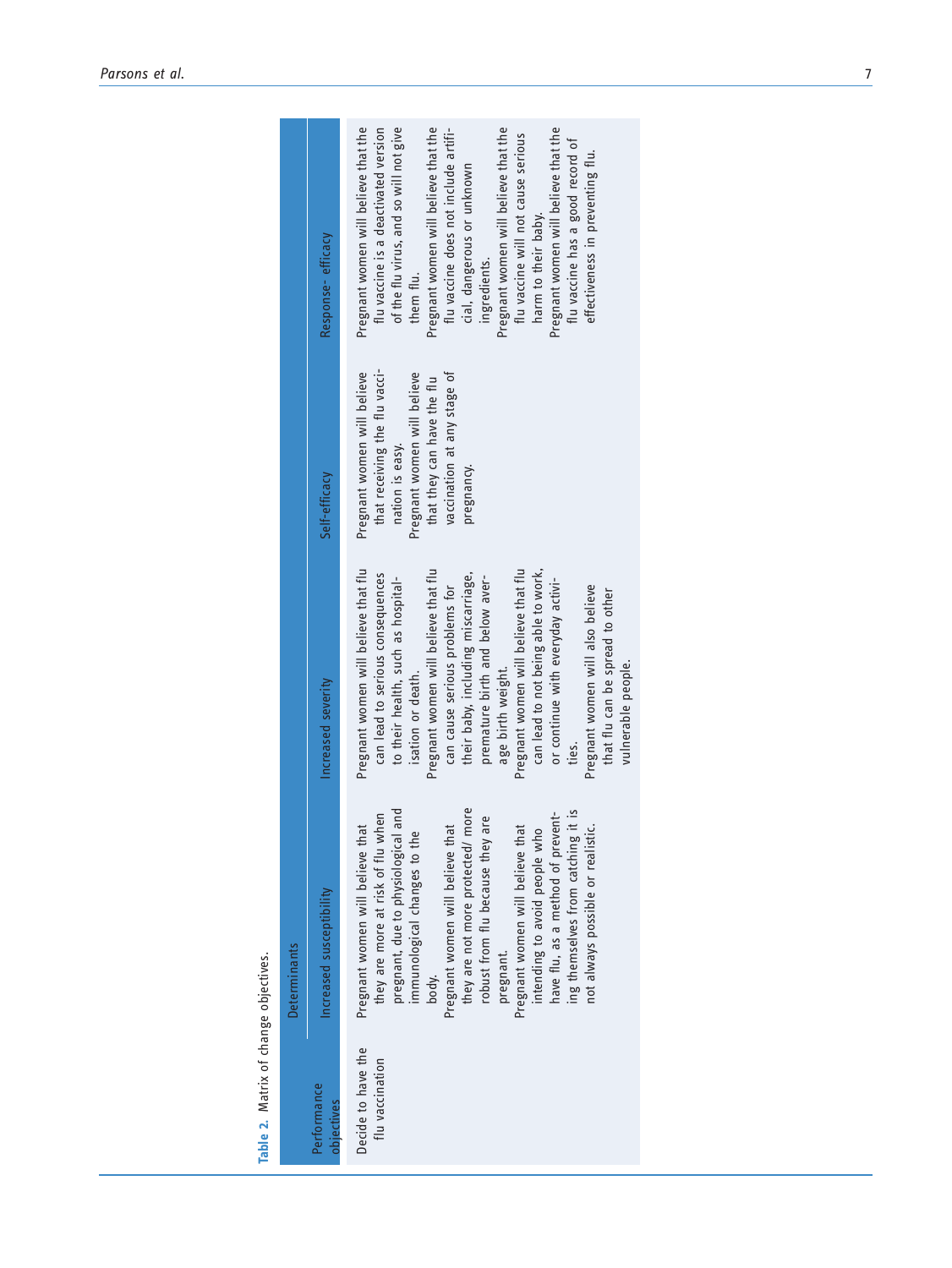**Table 2.** Matrix of change objectives.

| Performance objectives | Determinants | | | |
|---|---|---|---|---|
| | Increased susceptibility | Increased severity | Self-efficacy | Response- efficacy |
| Decide to have the flu vaccination | Pregnant women will believe that they are more at risk of flu when pregnant, due to physiological and immunological changes to the body.<br>Pregnant women will believe that they are not more protected/ more robust from flu because they are pregnant.<br>Pregnant women will believe that intending to avoid people who have flu, as a method of preventing themselves from catching it is not always possible or realistic. | Pregnant women will believe that flu can lead to serious consequences to their health, such as hospitalisation or death.<br>Pregnant women will believe that flu can cause serious problems for their baby, including miscarriage, premature birth and below average birth weight.<br>Pregnant women will believe that flu can lead to not being able to work, or continue with everyday activities.<br>Pregnant women will also believe that flu can be spread to other vulnerable people. | Pregnant women will believe that receiving the flu vaccination is easy.<br>Pregnant women will believe that they can have the flu vaccination at any stage of pregnancy. | Pregnant women will believe that the flu vaccine is a deactivated version of the flu virus, and so will not give them flu.<br>Pregnant women will believe that the flu vaccine does not include artificial, dangerous or unknown ingredients.<br>Pregnant women will believe that the flu vaccine will not cause serious harm to their baby.<br>Pregnant women will believe that the flu vaccine has a good record of effectiveness in preventing flu. |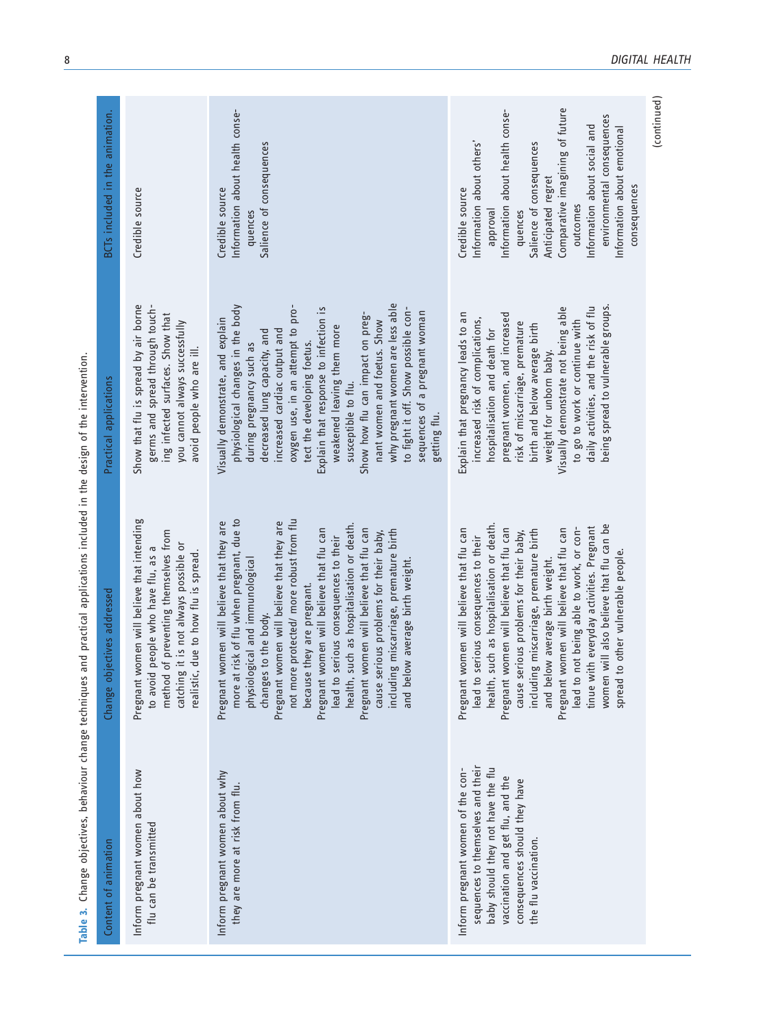**Table 3.** Change objectives, behaviour change techniques and practical applications included in the design of the intervention.

| Content of animation | Change objectives addressed | Practical applications | BCTs included in the animation. |
| --- | --- | --- | --- |
| Inform pregnant women about how flu can be transmitted | Pregnant women will believe that intending to avoid people who have flu, as a method of preventing themselves from catching it is not always possible or realistic, due to how flu is spread. | Show that flu is spread by air borne germs and spread through touching infected surfaces. Show that you cannot always successfully avoid people who are ill. | Credible source |
| Inform pregnant women about why they are more at risk from flu. | Pregnant women will believe that they are more at risk of flu when pregnant, due to physiological and immunological changes to the body.<br>Pregnant women will believe that they are not more protected/ more robust from flu because they are pregnant.<br>Pregnant women will believe that flu can lead to serious consequences to their health, such as hospitalisation or death.<br>Pregnant women will believe that flu can cause serious problems for their baby, including miscarriage, premature birth and below average birth weight. | Visually demonstrate, and explain physiological changes in the body during pregnancy such as decreased lung capacity, and increased cardiac output and oxygen use, in an attempt to protect the developing foetus.<br>Explain that response to infection is weakened leaving them more susceptible to flu.<br>Show how flu can impact on pregnant women and foetus. Show why pregnant women are less able to fight it off. Show possible consequences of a pregnant woman getting flu. | Credible source<br>Information about health consequences<br>Salience of consequences |
| Inform pregnant women of the consequences to themselves and their baby should they not have the flu vaccination and get flu, and the consequences should they have the flu vaccination. | Pregnant women will believe that flu can lead to serious consequences to their health, such as hospitalisation or death.<br>Pregnant women will believe that flu can cause serious problems for their baby, including miscarriage, premature birth and below average birth weight.<br>Pregnant women will believe that flu can lead to not being able to work, or continue with everyday activities. Pregnant women will also believe that flu can be spread to other vulnerable people. | Explain that pregnancy leads to an increased risk of complications, hospitalisation and death for pregnant women, and increased risk of miscarriage, premature birth and below average birth weight for unborn baby.<br>Visually demonstrate not being able to go to work or continue with daily activities, and the risk of flu being spread to vulnerable groups. | Credible source<br>Information about others' approval<br>Information about health consequences<br>Salience of consequences<br>Anticipated regret<br>Comparative imagining of future outcomes<br>Information about social and environmental consequences<br>Information about emotional consequences |

(continued)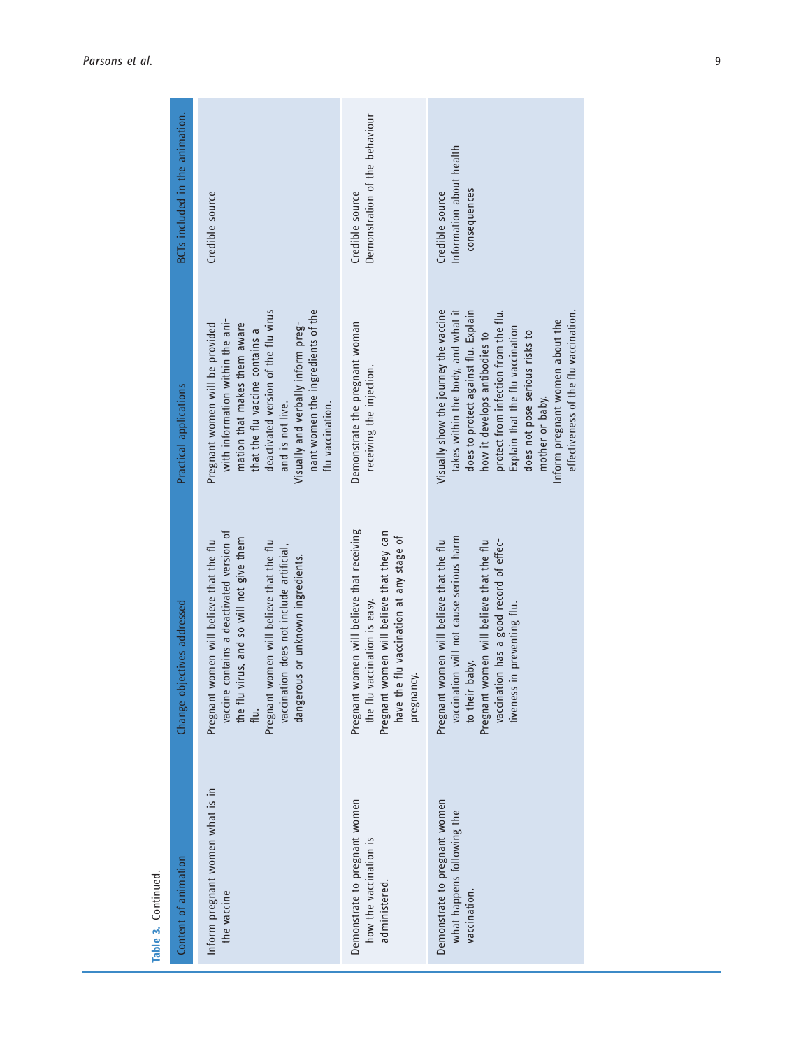**Table 3.** Continued.

| Content of animation | Change objectives addressed | Practical applications | BCTs included in the animation. |
|---|---|---|---|
| Inform pregnant women what is in the vaccine | Pregnant women will believe that the flu vaccine contains a deactivated version of the flu virus, and so will not give them flu.<br>Pregnant women will believe that the flu vaccination does not include artificial, dangerous or unknown ingredients. | Pregnant women will be provided with information within the animation that makes them aware that the flu vaccine contains a deactivated version of the flu virus and is not live.<br>Visually and verbally inform pregnant women the ingredients of the flu vaccination. | Credible source |
| Demonstrate to pregnant women how the vaccination is administered. | Pregnant women will believe that receiving the flu vaccination is easy.<br>Pregnant women will believe that they can have the flu vaccination at any stage of pregnancy. | Demonstrate the pregnant woman receiving the injection. | Credible source<br>Demonstration of the behaviour |
| Demonstrate to pregnant women what happens following the vaccination. | Pregnant women will believe that the flu vaccination will not cause serious harm to their baby.<br>Pregnant women will believe that the flu vaccination has a good record of effectiveness in preventing flu. | Visually show the journey the vaccine takes within the body, and what it does to protect against flu. Explain how it develops antibodies to protect from infection from the flu.<br>Explain that the flu vaccination does not pose serious risks to mother or baby.<br>Inform pregnant women about the effectiveness of the flu vaccination. | Credible source<br>Information about health consequences |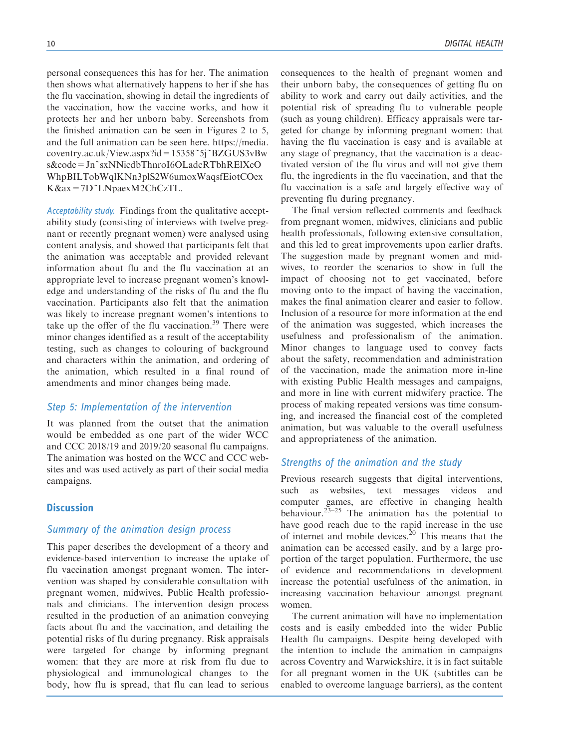personal consequences this has for her. The animation then shows what alternatively happens to her if she has the flu vaccination, showing in detail the ingredients of the vaccination, how the vaccine works, and how it protects her and her unborn baby. Screenshots from the finished animation can be seen in Figures 2 to 5, and the full animation can be seen here. https://media.coventry.ac.uk/View.aspx?id=15358~5j~BZGUS3vBws&code=Jn~sxNNicdbThnroI6OLadcRTbhRElXcOWhpBILTobWqlKNn3plS2W6umoxWaqsfEiotCOexK&ax=7D~LNpaexM2ChCzTL.

*Acceptability study.* Findings from the qualitative acceptability study (consisting of interviews with twelve pregnant or recently pregnant women) were analysed using content analysis, and showed that participants felt that the animation was acceptable and provided relevant information about flu and the flu vaccination at an appropriate level to increase pregnant women's knowledge and understanding of the risks of flu and the flu vaccination. Participants also felt that the animation was likely to increase pregnant women's intentions to take up the offer of the flu vaccination.[39] There were minor changes identified as a result of the acceptability testing, such as changes to colouring of background and characters within the animation, and ordering of the animation, which resulted in a final round of amendments and minor changes being made.

### Step 5: Implementation of the intervention

It was planned from the outset that the animation would be embedded as one part of the wider WCC and CCC 2018/19 and 2019/20 seasonal flu campaigns. The animation was hosted on the WCC and CCC websites and was used actively as part of their social media campaigns.

## Discussion

### Summary of the animation design process

This paper describes the development of a theory and evidence-based intervention to increase the uptake of flu vaccination amongst pregnant women. The intervention was shaped by considerable consultation with pregnant women, midwives, Public Health professionals and clinicians. The intervention design process resulted in the production of an animation conveying facts about flu and the vaccination, and detailing the potential risks of flu during pregnancy. Risk appraisals were targeted for change by informing pregnant women: that they are more at risk from flu due to physiological and immunological changes to the body, how flu is spread, that flu can lead to serious consequences to the health of pregnant women and their unborn baby, the consequences of getting flu on ability to work and carry out daily activities, and the potential risk of spreading flu to vulnerable people (such as young children). Efficacy appraisals were targeted for change by informing pregnant women: that having the flu vaccination is easy and is available at any stage of pregnancy, that the vaccination is a deactivated version of the flu virus and will not give them flu, the ingredients in the flu vaccination, and that the flu vaccination is a safe and largely effective way of preventing flu during pregnancy.

The final version reflected comments and feedback from pregnant women, midwives, clinicians and public health professionals, following extensive consultation, and this led to great improvements upon earlier drafts. The suggestion made by pregnant women and midwives, to reorder the scenarios to show in full the impact of choosing not to get vaccinated, before moving onto to the impact of having the vaccination, makes the final animation clearer and easier to follow. Inclusion of a resource for more information at the end of the animation was suggested, which increases the usefulness and professionalism of the animation. Minor changes to language used to convey facts about the safety, recommendation and administration of the vaccination, made the animation more in-line with existing Public Health messages and campaigns, and more in line with current midwifery practice. The process of making repeated versions was time consuming, and increased the financial cost of the completed animation, but was valuable to the overall usefulness and appropriateness of the animation.

### Strengths of the animation and the study

Previous research suggests that digital interventions, such as websites, text messages videos and computer games, are effective in changing health behaviour.[23–25] The animation has the potential to have good reach due to the rapid increase in the use of internet and mobile devices.[20] This means that the animation can be accessed easily, and by a large proportion of the target population. Furthermore, the use of evidence and recommendations in development increase the potential usefulness of the animation, in increasing vaccination behaviour amongst pregnant women.

The current animation will have no implementation costs and is easily embedded into the wider Public Health flu campaigns. Despite being developed with the intention to include the animation in campaigns across Coventry and Warwickshire, it is in fact suitable for all pregnant women in the UK (subtitles can be enabled to overcome language barriers), as the content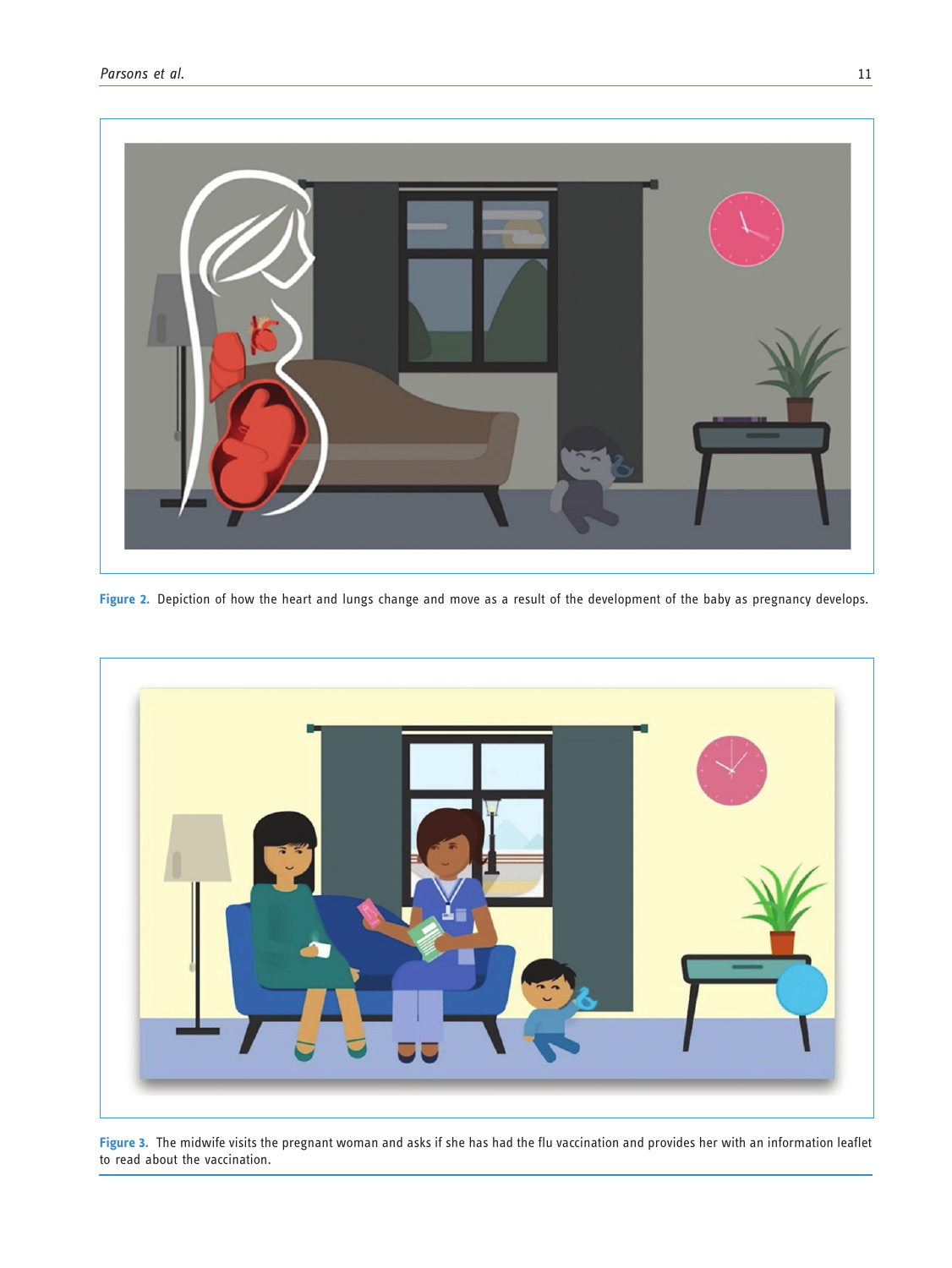**Figure 2.** Depiction of how the heart and lungs change and move as a result of the development of the baby as pregnancy develops.

**Figure 3.** The midwife visits the pregnant woman and asks if she has had the flu vaccination and provides her with an information leaflet to read about the vaccination.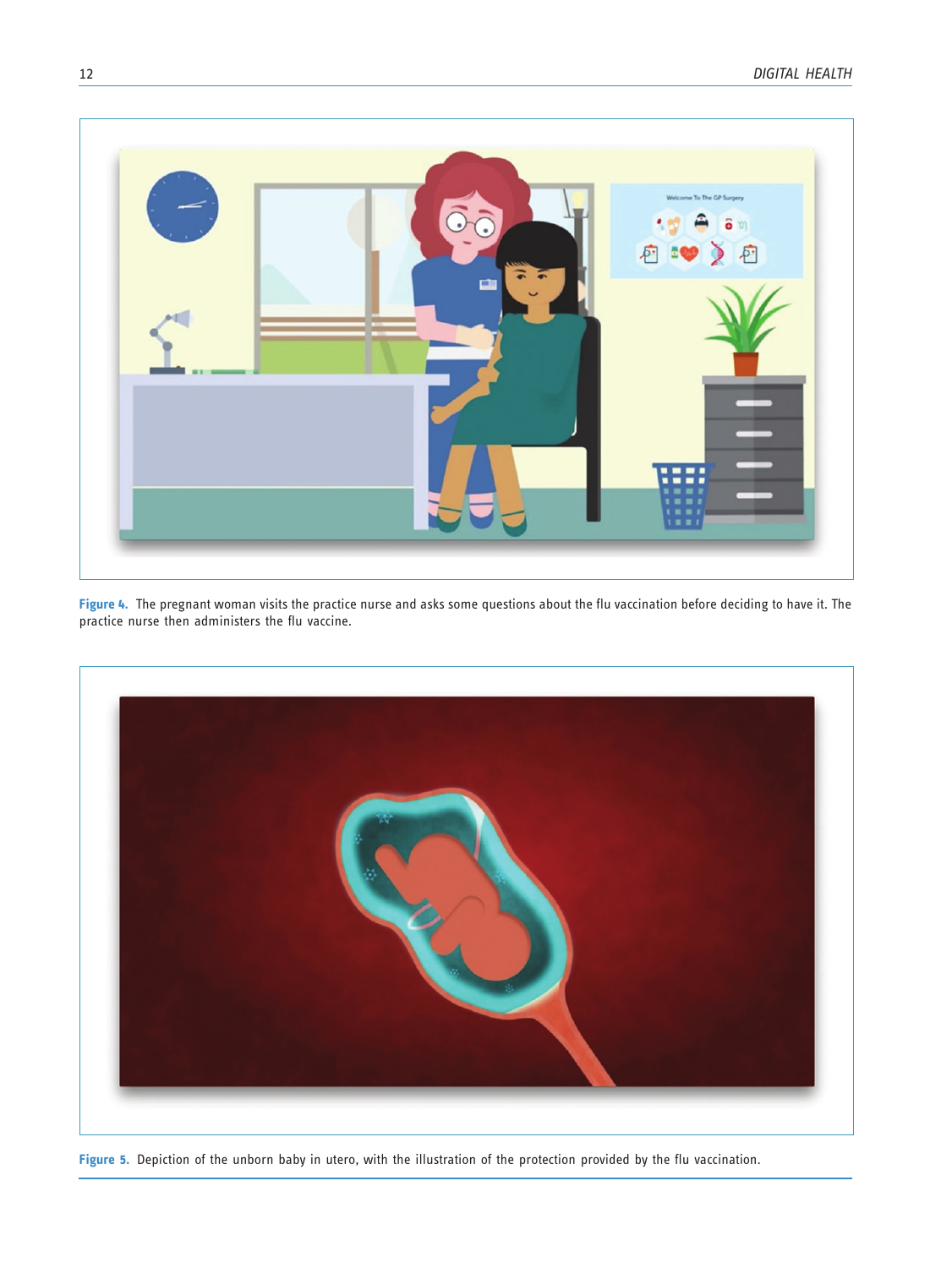**Figure 4.** The pregnant woman visits the practice nurse and asks some questions about the flu vaccination before deciding to have it. The practice nurse then administers the flu vaccine.

**Figure 5.** Depiction of the unborn baby in utero, with the illustration of the protection provided by the flu vaccination.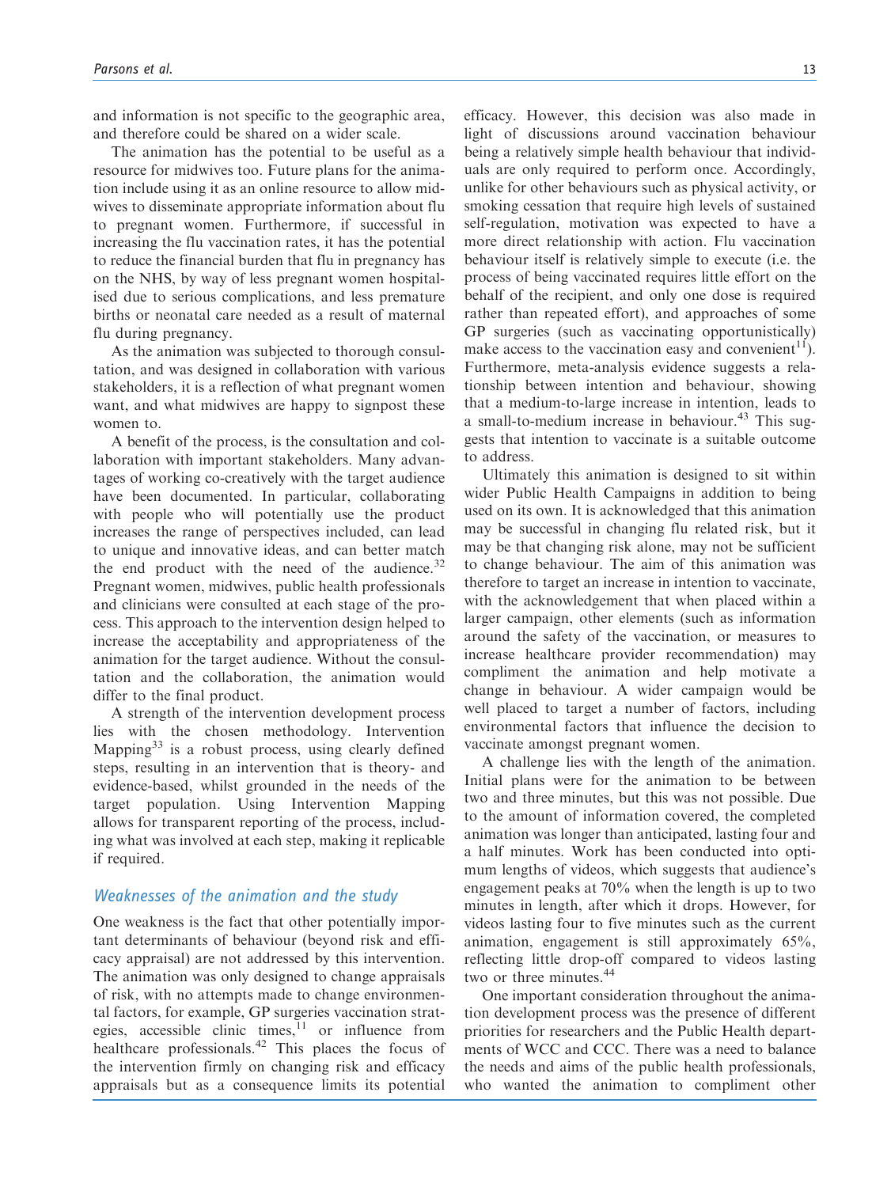and information is not specific to the geographic area, and therefore could be shared on a wider scale.

The animation has the potential to be useful as a resource for midwives too. Future plans for the animation include using it as an online resource to allow midwives to disseminate appropriate information about flu to pregnant women. Furthermore, if successful in increasing the flu vaccination rates, it has the potential to reduce the financial burden that flu in pregnancy has on the NHS, by way of less pregnant women hospitalised due to serious complications, and less premature births or neonatal care needed as a result of maternal flu during pregnancy.

As the animation was subjected to thorough consultation, and was designed in collaboration with various stakeholders, it is a reflection of what pregnant women want, and what midwives are happy to signpost these women to.

A benefit of the process, is the consultation and collaboration with important stakeholders. Many advantages of working co-creatively with the target audience have been documented. In particular, collaborating with people who will potentially use the product increases the range of perspectives included, can lead to unique and innovative ideas, and can better match the end product with the need of the audience.[32] Pregnant women, midwives, public health professionals and clinicians were consulted at each stage of the process. This approach to the intervention design helped to increase the acceptability and appropriateness of the animation for the target audience. Without the consultation and the collaboration, the animation would differ to the final product.

A strength of the intervention development process lies with the chosen methodology. Intervention Mapping[33] is a robust process, using clearly defined steps, resulting in an intervention that is theory- and evidence-based, whilst grounded in the needs of the target population. Using Intervention Mapping allows for transparent reporting of the process, including what was involved at each step, making it replicable if required.

## *Weaknesses of the animation and the study*

One weakness is the fact that other potentially important determinants of behaviour (beyond risk and efficacy appraisal) are not addressed by this intervention. The animation was only designed to change appraisals of risk, with no attempts made to change environmental factors, for example, GP surgeries vaccination strategies, accessible clinic times,[11] or influence from healthcare professionals.[42] This places the focus of the intervention firmly on changing risk and efficacy appraisals but as a consequence limits its potential efficacy. However, this decision was also made in light of discussions around vaccination behaviour being a relatively simple health behaviour that individuals are only required to perform once. Accordingly, unlike for other behaviours such as physical activity, or smoking cessation that require high levels of sustained self-regulation, motivation was expected to have a more direct relationship with action. Flu vaccination behaviour itself is relatively simple to execute (i.e. the process of being vaccinated requires little effort on the behalf of the recipient, and only one dose is required rather than repeated effort), and approaches of some GP surgeries (such as vaccinating opportunistically) make access to the vaccination easy and convenient[11]). Furthermore, meta-analysis evidence suggests a relationship between intention and behaviour, showing that a medium-to-large increase in intention, leads to a small-to-medium increase in behaviour.[43] This suggests that intention to vaccinate is a suitable outcome to address.

Ultimately this animation is designed to sit within wider Public Health Campaigns in addition to being used on its own. It is acknowledged that this animation may be successful in changing flu related risk, but it may be that changing risk alone, may not be sufficient to change behaviour. The aim of this animation was therefore to target an increase in intention to vaccinate, with the acknowledgement that when placed within a larger campaign, other elements (such as information around the safety of the vaccination, or measures to increase healthcare provider recommendation) may compliment the animation and help motivate a change in behaviour. A wider campaign would be well placed to target a number of factors, including environmental factors that influence the decision to vaccinate amongst pregnant women.

A challenge lies with the length of the animation. Initial plans were for the animation to be between two and three minutes, but this was not possible. Due to the amount of information covered, the completed animation was longer than anticipated, lasting four and a half minutes. Work has been conducted into optimum lengths of videos, which suggests that audience's engagement peaks at 70% when the length is up to two minutes in length, after which it drops. However, for videos lasting four to five minutes such as the current animation, engagement is still approximately 65%, reflecting little drop-off compared to videos lasting two or three minutes.[44]

One important consideration throughout the animation development process was the presence of different priorities for researchers and the Public Health departments of WCC and CCC. There was a need to balance the needs and aims of the public health professionals, who wanted the animation to compliment other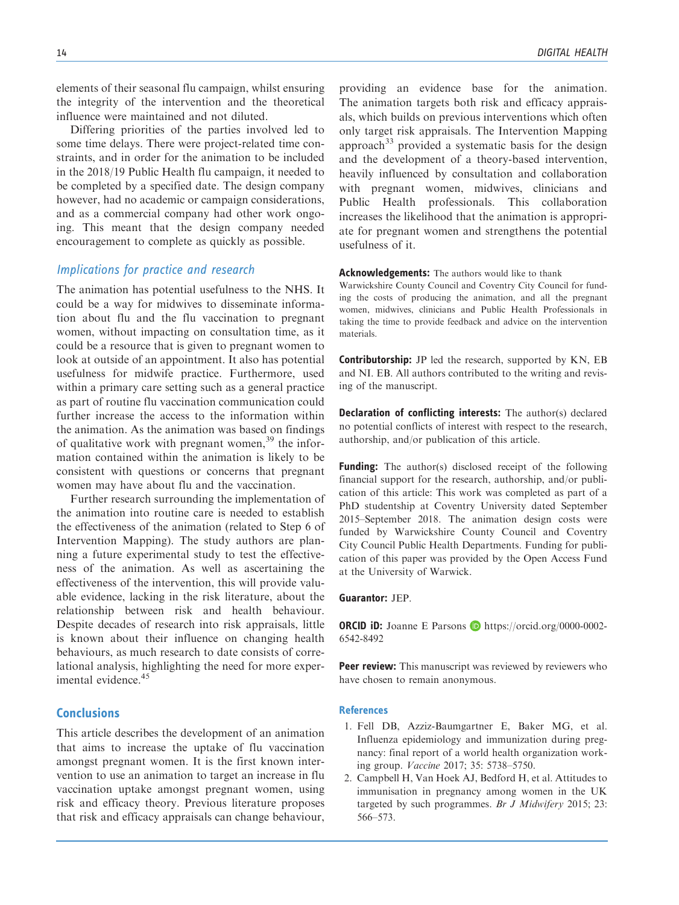elements of their seasonal flu campaign, whilst ensuring the integrity of the intervention and the theoretical influence were maintained and not diluted.

Differing priorities of the parties involved led to some time delays. There were project-related time constraints, and in order for the animation to be included in the 2018/19 Public Health flu campaign, it needed to be completed by a specified date. The design company however, had no academic or campaign considerations, and as a commercial company had other work ongoing. This meant that the design company needed encouragement to complete as quickly as possible.

### Implications for practice and research

The animation has potential usefulness to the NHS. It could be a way for midwives to disseminate information about flu and the flu vaccination to pregnant women, without impacting on consultation time, as it could be a resource that is given to pregnant women to look at outside of an appointment. It also has potential usefulness for midwife practice. Furthermore, used within a primary care setting such as a general practice as part of routine flu vaccination communication could further increase the access to the information within the animation. As the animation was based on findings of qualitative work with pregnant women,[39] the information contained within the animation is likely to be consistent with questions or concerns that pregnant women may have about flu and the vaccination.

Further research surrounding the implementation of the animation into routine care is needed to establish the effectiveness of the animation (related to Step 6 of Intervention Mapping). The study authors are planning a future experimental study to test the effectiveness of the animation. As well as ascertaining the effectiveness of the intervention, this will provide valuable evidence, lacking in the risk literature, about the relationship between risk and health behaviour. Despite decades of research into risk appraisals, little is known about their influence on changing health behaviours, as much research to date consists of correlational analysis, highlighting the need for more experimental evidence.[45]

## Conclusions

This article describes the development of an animation that aims to increase the uptake of flu vaccination amongst pregnant women. It is the first known intervention to use an animation to target an increase in flu vaccination uptake amongst pregnant women, using risk and efficacy theory. Previous literature proposes that risk and efficacy appraisals can change behaviour, providing an evidence base for the animation. The animation targets both risk and efficacy appraisals, which builds on previous interventions which often only target risk appraisals. The Intervention Mapping approach[33] provided a systematic basis for the design and the development of a theory-based intervention, heavily influenced by consultation and collaboration with pregnant women, midwives, clinicians and Public Health professionals. This collaboration increases the likelihood that the animation is appropriate for pregnant women and strengthens the potential usefulness of it.

**Acknowledgements:** The authors would like to thank Warwickshire County Council and Coventry City Council for funding the costs of producing the animation, and all the pregnant women, midwives, clinicians and Public Health Professionals in taking the time to provide feedback and advice on the intervention materials.

**Contributorship:** JP led the research, supported by KN, EB and NI. EB. All authors contributed to the writing and revising of the manuscript.

**Declaration of conflicting interests:** The author(s) declared no potential conflicts of interest with respect to the research, authorship, and/or publication of this article.

**Funding:** The author(s) disclosed receipt of the following financial support for the research, authorship, and/or publication of this article: This work was completed as part of a PhD studentship at Coventry University dated September 2015–September 2018. The animation design costs were funded by Warwickshire County Council and Coventry City Council Public Health Departments. Funding for publication of this paper was provided by the Open Access Fund at the University of Warwick.

**Guarantor:** JEP.

**ORCID iD:** Joanne E Parsons https://orcid.org/0000-0002-6542-8492

**Peer review:** This manuscript was reviewed by reviewers who have chosen to remain anonymous.

## References

1. Fell DB, Azziz-Baumgartner E, Baker MG, et al. Influenza epidemiology and immunization during pregnancy: final report of a world health organization working group. *Vaccine* 2017; 35: 5738–5750.
2. Campbell H, Van Hoek AJ, Bedford H, et al. Attitudes to immunisation in pregnancy among women in the UK targeted by such programmes. *Br J Midwifery* 2015; 23: 566–573.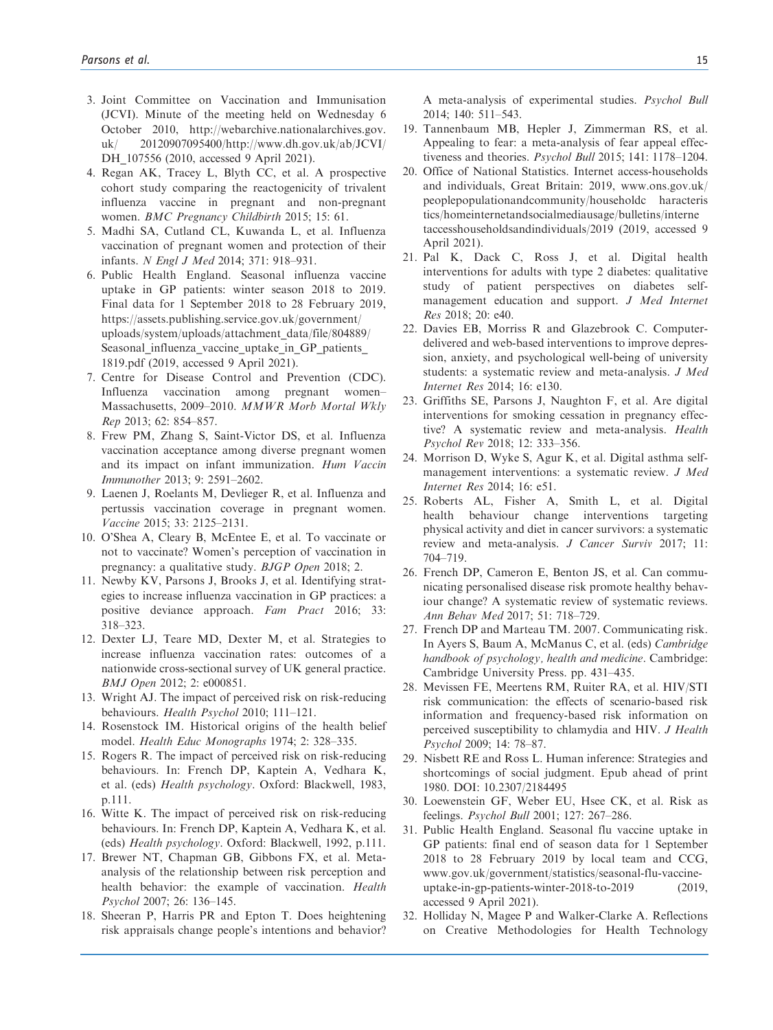3. Joint Committee on Vaccination and Immunisation (JCVI). Minute of the meeting held on Wednesday 6 October 2010, http://webarchive.nationalarchives.gov.uk/ 20120907095400/http://www.dh.gov.uk/ab/JCVI/DH_107556 (2010, accessed 9 April 2021).
4. Regan AK, Tracey L, Blyth CC, et al. A prospective cohort study comparing the reactogenicity of trivalent influenza vaccine in pregnant and non-pregnant women. *BMC Pregnancy Childbirth* 2015; 15: 61.
5. Madhi SA, Cutland CL, Kuwanda L, et al. Influenza vaccination of pregnant women and protection of their infants. *N Engl J Med* 2014; 371: 918–931.
6. Public Health England. Seasonal influenza vaccine uptake in GP patients: winter season 2018 to 2019. Final data for 1 September 2018 to 28 February 2019, https://assets.publishing.service.gov.uk/government/uploads/system/uploads/attachment_data/file/804889/Seasonal_influenza_vaccine_uptake_in_GP_patients_1819.pdf (2019, accessed 9 April 2021).
7. Centre for Disease Control and Prevention (CDC). Influenza vaccination among pregnant women–Massachusetts, 2009–2010. *MMWR Morb Mortal Wkly Rep* 2013; 62: 854–857.
8. Frew PM, Zhang S, Saint-Victor DS, et al. Influenza vaccination acceptance among diverse pregnant women and its impact on infant immunization. *Hum Vaccin Immunother* 2013; 9: 2591–2602.
9. Laenen J, Roelants M, Devlieger R, et al. Influenza and pertussis vaccination coverage in pregnant women. *Vaccine* 2015; 33: 2125–2131.
10. O'Shea A, Cleary B, McEntee E, et al. To vaccinate or not to vaccinate? Women's perception of vaccination in pregnancy: a qualitative study. *BJGP Open* 2018; 2.
11. Newby KV, Parsons J, Brooks J, et al. Identifying strategies to increase influenza vaccination in GP practices: a positive deviance approach. *Fam Pract* 2016; 33: 318–323.
12. Dexter LJ, Teare MD, Dexter M, et al. Strategies to increase influenza vaccination rates: outcomes of a nationwide cross-sectional survey of UK general practice. *BMJ Open* 2012; 2: e000851.
13. Wright AJ. The impact of perceived risk on risk-reducing behaviours. *Health Psychol* 2010; 111–121.
14. Rosenstock IM. Historical origins of the health belief model. *Health Educ Monographs* 1974; 2: 328–335.
15. Rogers R. The impact of perceived risk on risk-reducing behaviours. In: French DP, Kaptein A, Vedhara K, et al. (eds) *Health psychology*. Oxford: Blackwell, 1983, p.111.
16. Witte K. The impact of perceived risk on risk-reducing behaviours. In: French DP, Kaptein A, Vedhara K, et al. (eds) *Health psychology*. Oxford: Blackwell, 1992, p.111.
17. Brewer NT, Chapman GB, Gibbons FX, et al. Meta-analysis of the relationship between risk perception and health behavior: the example of vaccination. *Health Psychol* 2007; 26: 136–145.
18. Sheeran P, Harris PR and Epton T. Does heightening risk appraisals change people's intentions and behavior? A meta-analysis of experimental studies. *Psychol Bull* 2014; 140: 511–543.
19. Tannenbaum MB, Hepler J, Zimmerman RS, et al. Appealing to fear: a meta-analysis of fear appeal effectiveness and theories. *Psychol Bull* 2015; 141: 1178–1204.
20. Office of National Statistics. Internet access-households and individuals, Great Britain: 2019, www.ons.gov.uk/peoplepopulationandcommunity/householdc haracteris tics/homeinternetandsocialmediausage/bulletins/interne taccesshouseholdsandindividuals/2019 (2019, accessed 9 April 2021).
21. Pal K, Dack C, Ross J, et al. Digital health interventions for adults with type 2 diabetes: qualitative study of patient perspectives on diabetes self-management education and support. *J Med Internet Res* 2018; 20: e40.
22. Davies EB, Morriss R and Glazebrook C. Computer-delivered and web-based interventions to improve depression, anxiety, and psychological well-being of university students: a systematic review and meta-analysis. *J Med Internet Res* 2014; 16: e130.
23. Griffiths SE, Parsons J, Naughton F, et al. Are digital interventions for smoking cessation in pregnancy effective? A systematic review and meta-analysis. *Health Psychol Rev* 2018; 12: 333–356.
24. Morrison D, Wyke S, Agur K, et al. Digital asthma self-management interventions: a systematic review. *J Med Internet Res* 2014; 16: e51.
25. Roberts AL, Fisher A, Smith L, et al. Digital health behaviour change interventions targeting physical activity and diet in cancer survivors: a systematic review and meta-analysis. *J Cancer Surviv* 2017; 11: 704–719.
26. French DP, Cameron E, Benton JS, et al. Can communicating personalised disease risk promote healthy behaviour change? A systematic review of systematic reviews. *Ann Behav Med* 2017; 51: 718–729.
27. French DP and Marteau TM. 2007. Communicating risk. In Ayers S, Baum A, McManus C, et al. (eds) *Cambridge handbook of psychology, health and medicine*. Cambridge: Cambridge University Press. pp. 431–435.
28. Mevissen FE, Meertens RM, Ruiter RA, et al. HIV/STI risk communication: the effects of scenario-based risk information and frequency-based risk information on perceived susceptibility to chlamydia and HIV. *J Health Psychol* 2009; 14: 78–87.
29. Nisbett RE and Ross L. Human inference: Strategies and shortcomings of social judgment. Epub ahead of print 1980. DOI: 10.2307/2184495
30. Loewenstein GF, Weber EU, Hsee CK, et al. Risk as feelings. *Psychol Bull* 2001; 127: 267–286.
31. Public Health England. Seasonal flu vaccine uptake in GP patients: final end of season data for 1 September 2018 to 28 February 2019 by local team and CCG, www.gov.uk/government/statistics/seasonal-flu-vaccine-uptake-in-gp-patients-winter-2018-to-2019 (2019, accessed 9 April 2021).
32. Holliday N, Magee P and Walker-Clarke A. Reflections on Creative Methodologies for Health Technology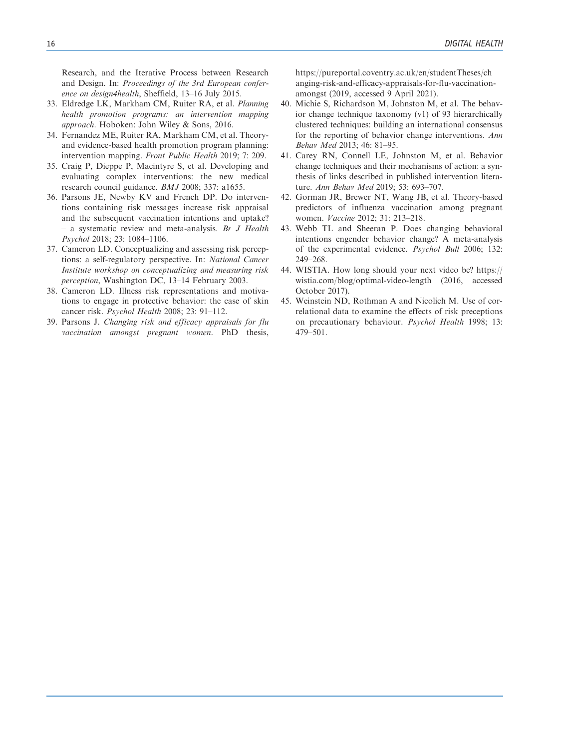Research, and the Iterative Process between Research and Design. In: *Proceedings of the 3rd European conference on design4health*, Sheffield, 13–16 July 2015.

33. Eldredge LK, Markham CM, Ruiter RA, et al. *Planning health promotion programs: an intervention mapping approach*. Hoboken: John Wiley & Sons, 2016.
34. Fernandez ME, Ruiter RA, Markham CM, et al. Theory- and evidence-based health promotion program planning: intervention mapping. *Front Public Health* 2019; 7: 209.
35. Craig P, Dieppe P, Macintyre S, et al. Developing and evaluating complex interventions: the new medical research council guidance. *BMJ* 2008; 337: a1655.
36. Parsons JE, Newby KV and French DP. Do interventions containing risk messages increase risk appraisal and the subsequent vaccination intentions and uptake? – a systematic review and meta-analysis. *Br J Health Psychol* 2018; 23: 1084–1106.
37. Cameron LD. Conceptualizing and assessing risk perceptions: a self-regulatory perspective. In: *National Cancer Institute workshop on conceptualizing and measuring risk perception*, Washington DC, 13–14 February 2003.
38. Cameron LD. Illness risk representations and motivations to engage in protective behavior: the case of skin cancer risk. *Psychol Health* 2008; 23: 91–112.
39. Parsons J. *Changing risk and efficacy appraisals for flu vaccination amongst pregnant women*. PhD thesis, https://pureportal.coventry.ac.uk/en/studentTheses/changing-risk-and-efficacy-appraisals-for-flu-vaccination-amongst (2019, accessed 9 April 2021).
40. Michie S, Richardson M, Johnston M, et al. The behavior change technique taxonomy (v1) of 93 hierarchically clustered techniques: building an international consensus for the reporting of behavior change interventions. *Ann Behav Med* 2013; 46: 81–95.
41. Carey RN, Connell LE, Johnston M, et al. Behavior change techniques and their mechanisms of action: a synthesis of links described in published intervention literature. *Ann Behav Med* 2019; 53: 693–707.
42. Gorman JR, Brewer NT, Wang JB, et al. Theory-based predictors of influenza vaccination among pregnant women. *Vaccine* 2012; 31: 213–218.
43. Webb TL and Sheeran P. Does changing behavioral intentions engender behavior change? A meta-analysis of the experimental evidence. *Psychol Bull* 2006; 132: 249–268.
44. WISTIA. How long should your next video be? https://wistia.com/blog/optimal-video-length (2016, accessed October 2017).
45. Weinstein ND, Rothman A and Nicolich M. Use of correlational data to examine the effects of risk preceptions on precautionary behaviour. *Psychol Health* 1998; 13: 479–501.